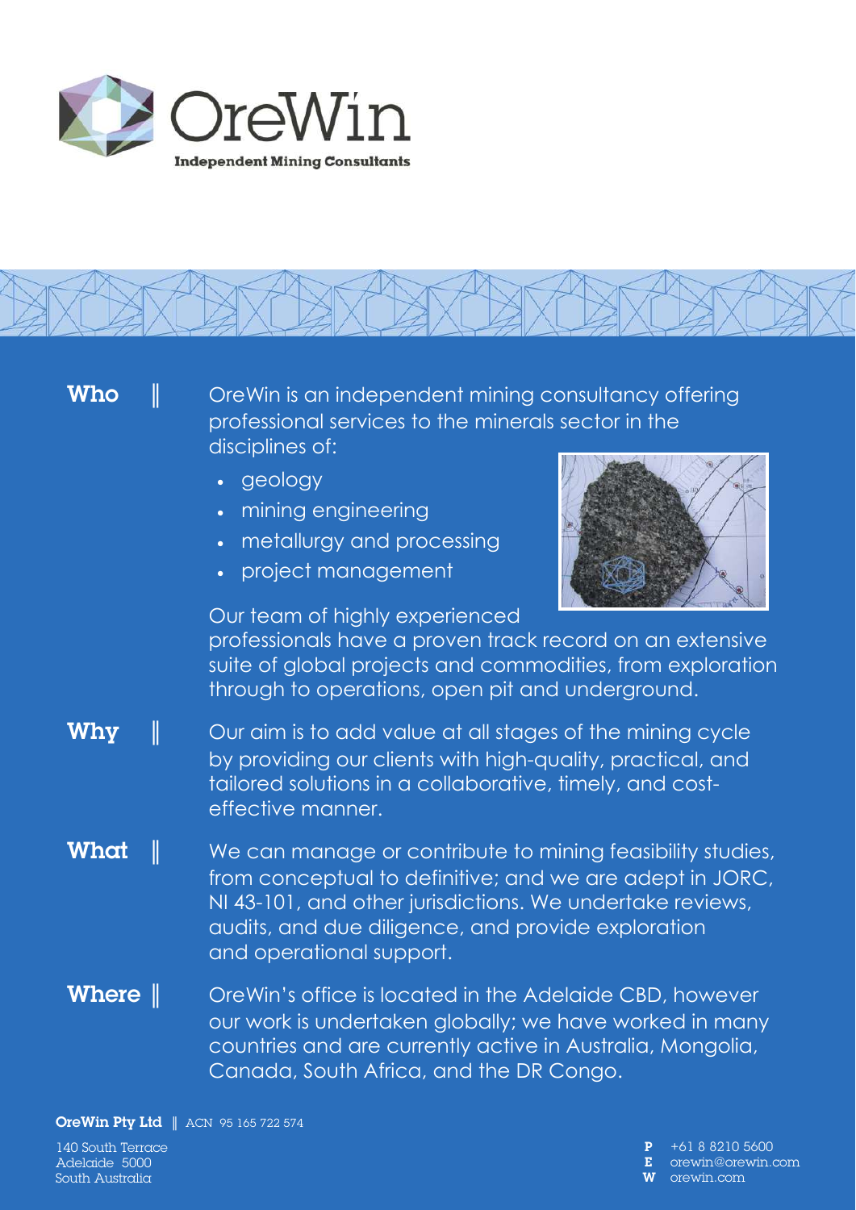# OreWin

**Independent Mining Consultants**

**Who** ‖ OreWin is an independent mining consultancy offering professional services to the minerals sector in the disciplines of:

- geology
- mining engineering
- metallurgy and processing
- project management

Our team of highly experienced professionals have a proven track record on an extensive suite of global projects and commodities, from exploration through to operations, open pit and underground.

**Why** ‖ Our aim is to add value at all stages of the mining cycle by providing our clients with high-quality, practical, and tailored solutions in a collaborative, timely, and cost-effective manner.

**What** ‖ We can manage or contribute to mining feasibility studies, from conceptual to definitive; and we are adept in JORC, NI 43-101, and other jurisdictions. We undertake reviews, audits, and due diligence, and provide exploration and operational support.

**Where** ‖ OreWin's office is located in the Adelaide CBD, however our work is undertaken globally; we have worked in many countries and are currently active in Australia, Mongolia, Canada, South Africa, and the DR Congo.

**OreWin Pty Ltd** ‖ ACN 95 165 722 574

140 South Terrace
Adelaide 5000
South Australia

**P** +61 8 8210 5600
**E** orewin@orewin.com
**W** orewin.com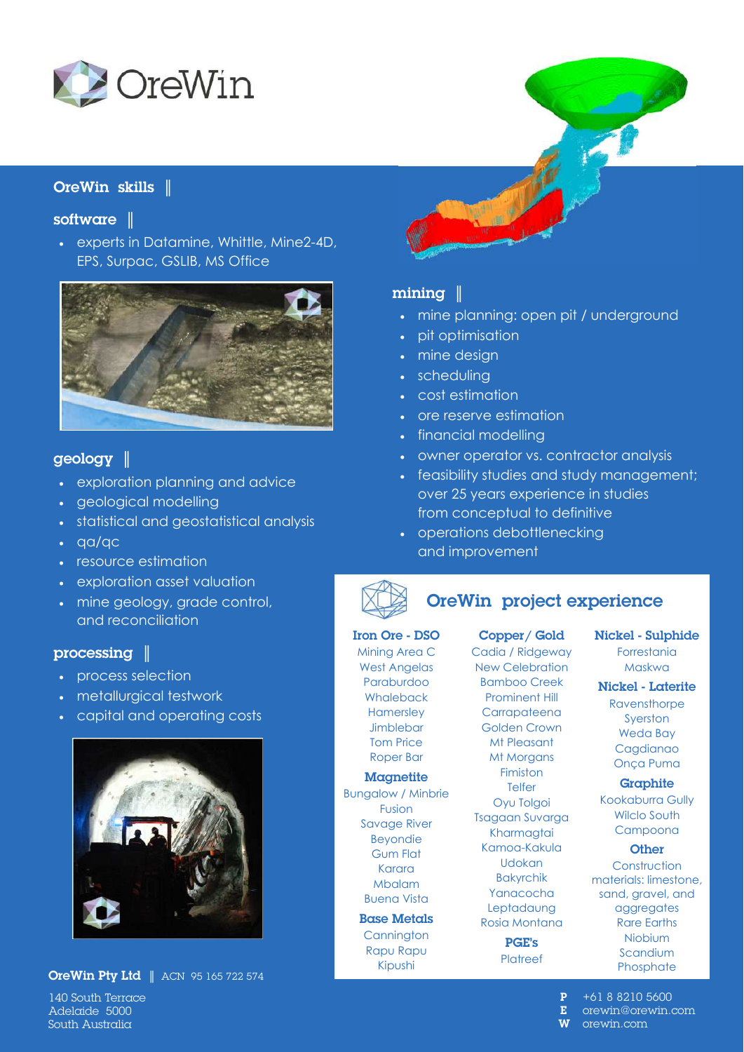# OreWin

## OreWin skills ‖

### software ‖

- experts in Datamine, Whittle, Mine2-4D, EPS, Surpac, GSLIB, MS Office

### geology ‖

- exploration planning and advice
- geological modelling
- statistical and geostatistical analysis
- qa/qc
- resource estimation
- exploration asset valuation
- mine geology, grade control, and reconciliation

### processing ‖

- process selection
- metallurgical testwork
- capital and operating costs

### mining ‖

- mine planning: open pit / underground
- pit optimisation
- mine design
- scheduling
- cost estimation
- ore reserve estimation
- financial modelling
- owner operator vs. contractor analysis
- feasibility studies and study management; over 25 years experience in studies from conceptual to definitive
- operations debottlenecking and improvement

## OreWin project experience

**Iron Ore - DSO**
Mining Area C
West Angelas
Paraburdoo
Whaleback
Hamersley
Jimblebar
Tom Price
Roper Bar

**Magnetite**
Bungalow / Minbrie
Fusion
Savage River
Beyondie
Gum Flat
Karara
Mbalam
Buena Vista

**Base Metals**
Cannington
Rapu Rapu
Kipushi

**Copper / Gold**
Cadia / Ridgeway
New Celebration
Bamboo Creek
Prominent Hill
Carrapateena
Golden Crown
Mt Pleasant
Mt Morgans
Fimiston
Telfer
Oyu Tolgoi
Tsagaan Suvarga
Kharmagtai
Kamoa-Kakula
Udokan
Bakyrchik
Yanacocha
Leptadaung
Rosia Montana

**PGE's**
Platreef

**Nickel - Sulphide**
Forrestania
Maskwa

**Nickel - Laterite**
Ravensthorpe
Syerston
Weda Bay
Cagdianao
Onça Puma

**Graphite**
Kookaburra Gully
Wilclo South
Campoona

**Other**
Construction materials: limestone, sand, gravel, and aggregates
Rare Earths
Niobium
Scandium
Phosphate

**OreWin Pty Ltd** ‖ ACN 95 165 722 574

140 South Terrace
Adelaide 5000
South Australia

**P** +61 8 8210 5600
**E** orewin@orewin.com
**W** orewin.com